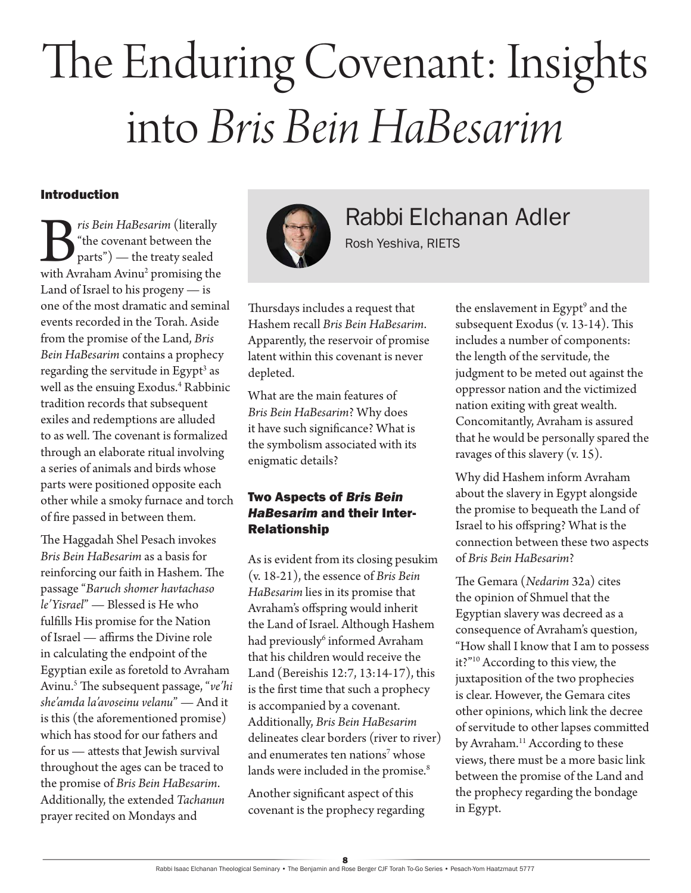# The Enduring Covenant: Insights into *Bris Bein HaBesarim*

## Rabbi Elchanan Adler

Rosh Yeshiva, RIETS

### Introduction

*Bris Bein HaBesarim* (literally "the covenant between the parts") — the treaty sealed with Avraham Avinu[2] promising the Land of Israel to his progeny — is one of the most dramatic and seminal events recorded in the Torah. Aside from the promise of the Land, *Bris Bein HaBesarim* contains a prophecy regarding the servitude in Egypt[3] as well as the ensuing Exodus.[4] Rabbinic tradition records that subsequent exiles and redemptions are alluded to as well. The covenant is formalized through an elaborate ritual involving a series of animals and birds whose parts were positioned opposite each other while a smoky furnace and torch of fire passed in between them.

The Haggadah Shel Pesach invokes *Bris Bein HaBesarim* as a basis for reinforcing our faith in Hashem. The passage "*Baruch shomer havtachaso le'Yisrael*" — Blessed is He who fulfills His promise for the Nation of Israel — affirms the Divine role in calculating the endpoint of the Egyptian exile as foretold to Avraham Avinu.[5] The subsequent passage, "*ve'hi she'amda la'avoseinu velanu*" — And it is this (the aforementioned promise) which has stood for our fathers and for us — attests that Jewish survival throughout the ages can be traced to the promise of *Bris Bein HaBesarim*. Additionally, the extended *Tachanun* prayer recited on Mondays and Thursdays includes a request that Hashem recall *Bris Bein HaBesarim*. Apparently, the reservoir of promise latent within this covenant is never depleted.

What are the main features of *Bris Bein HaBesarim*? Why does it have such significance? What is the symbolism associated with its enigmatic details?

### Two Aspects of *Bris Bein HaBesarim* and their Inter-Relationship

As is evident from its closing pesukim (v. 18-21), the essence of *Bris Bein HaBesarim* lies in its promise that Avraham's offspring would inherit the Land of Israel. Although Hashem had previously[6] informed Avraham that his children would receive the Land (Bereishis 12:7, 13:14-17), this is the first time that such a prophecy is accompanied by a covenant. Additionally, *Bris Bein HaBesarim* delineates clear borders (river to river) and enumerates ten nations[7] whose lands were included in the promise.[8]

Another significant aspect of this covenant is the prophecy regarding the enslavement in Egypt[9] and the subsequent Exodus (v. 13-14). This includes a number of components: the length of the servitude, the judgment to be meted out against the oppressor nation and the victimized nation exiting with great wealth. Concomitantly, Avraham is assured that he would be personally spared the ravages of this slavery (v. 15).

Why did Hashem inform Avraham about the slavery in Egypt alongside the promise to bequeath the Land of Israel to his offspring? What is the connection between these two aspects of *Bris Bein HaBesarim*?

The Gemara (*Nedarim* 32a) cites the opinion of Shmuel that the Egyptian slavery was decreed as a consequence of Avraham's question, "How shall I know that I am to possess it?"[10] According to this view, the juxtaposition of the two prophecies is clear. However, the Gemara cites other opinions, which link the decree of servitude to other lapses committed by Avraham.[11] According to these views, there must be a more basic link between the promise of the Land and the prophecy regarding the bondage in Egypt.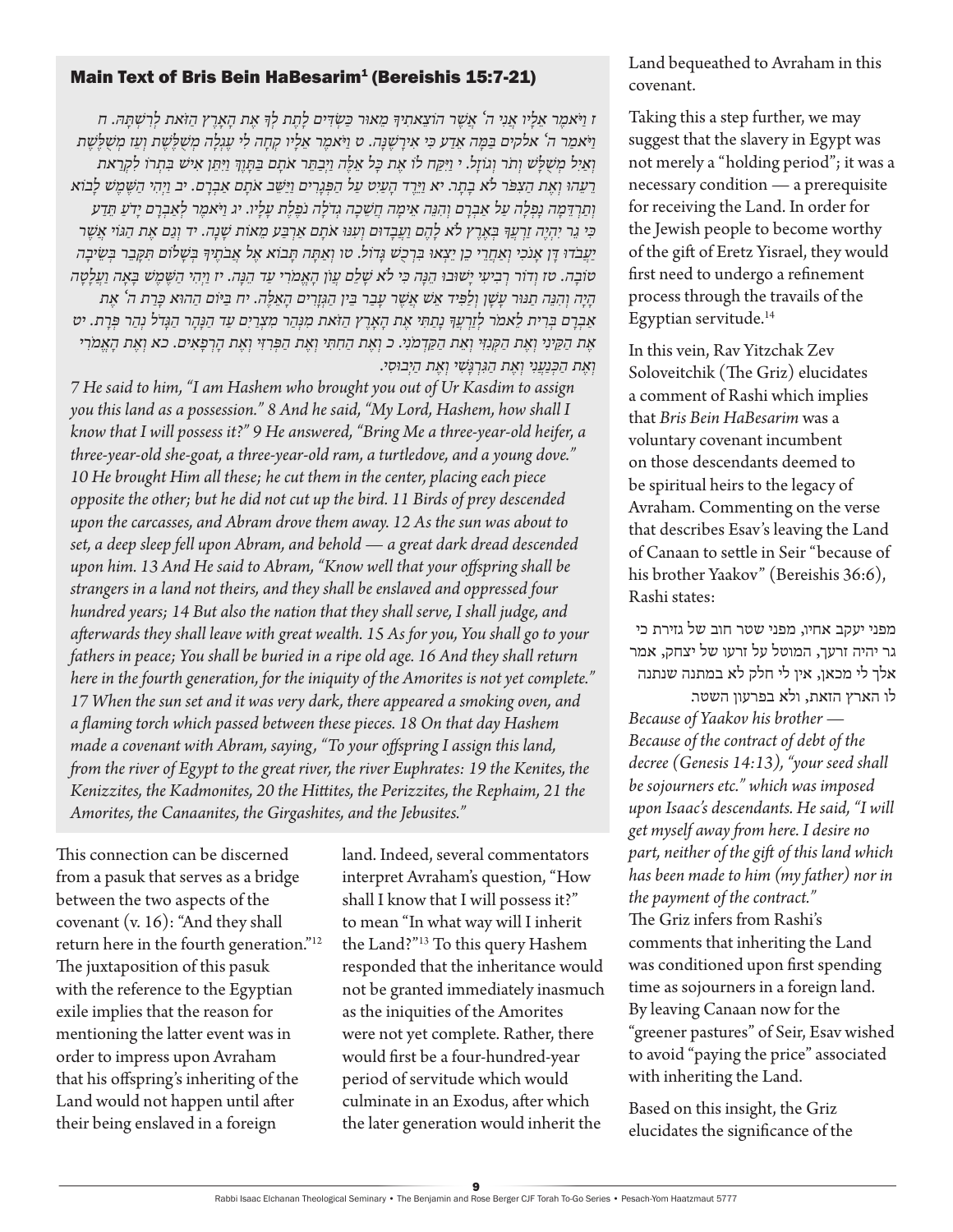## Main Text of Bris Bein HaBesarim[1] (Bereishis 15:7-21)

*ז וַיֹּאמֶר אֵלָיו אֲנִי ה' אֲשֶׁר הוֹצֵאתִיךָ מֵאוּר כַּשְׂדִּים לָתֶת לְךָ אֶת הָאָרֶץ הַזֹּאת לְרִשְׁתָּהּ. ח וַיֹּאמַר ה' אלקים בַּמָּה אֵדַע כִּי אִירָשֶׁנָּה. ט וַיֹּאמֶר אֵלָיו קְחָה לִי עֶגְלָה מְשֻׁלֶּשֶׁת וְעֵז מְשֻׁלֶּשֶׁת וְאַיִל מְשֻׁלָּשׁ וְתֹר וְגוֹזָל. י וַיִּקַּח לוֹ אֶת כָּל אֵלֶּה וַיְבַתֵּר אֹתָם בַּתָּוֶךְ וַיִּתֵּן אִישׁ בִּתְרוֹ לִקְרַאת רֵעֵהוּ וְאֶת הַצִּפֹּר לֹא בָתָר. יא וַיֵּרֶד הָעַיִט עַל הַפְּגָרִים וַיַּשֵּׁב אֹתָם אַבְרָם. יב וַיְהִי הַשֶּׁמֶשׁ לָבוֹא וְתַרְדֵּמָה נָפְלָה עַל אַבְרָם וְהִנֵּה אֵימָה חֲשֵׁכָה גְדֹלָה נֹפֶלֶת עָלָיו. יג וַיֹּאמֶר לְאַבְרָם יָדֹעַ תֵּדַע כִּי גֵר יִהְיֶה זַרְעֲךָ בְּאֶרֶץ לֹא לָהֶם וַעֲבָדוּם וְעִנּוּ אֹתָם אַרְבַּע מֵאוֹת שָׁנָה. יד וְגַם אֶת הַגּוֹי אֲשֶׁר יַעֲבֹדוּ דָּן אָנֹכִי וְאַחֲרֵי כֵן יֵצְאוּ בִּרְכֻשׁ גָּדוֹל. טו וְאַתָּה תָּבוֹא אֶל אֲבֹתֶיךָ בְּשָׁלוֹם תִּקָּבֵר בְּשֵׂיבָה טוֹבָה. טז וְדוֹר רְבִיעִי יָשׁוּבוּ הֵנָּה כִּי לֹא שָׁלֵם עֲוֹן הָאֱמֹרִי עַד הֵנָּה. יז וַיְהִי הַשֶּׁמֶשׁ בָּאָה וַעֲלָטָה הָיָה וְהִנֵּה תַנּוּר עָשָׁן וְלַפִּיד אֵשׁ אֲשֶׁר עָבַר בֵּין הַגְּזָרִים הָאֵלֶּה. יח בַּיּוֹם הַהוּא כָּרַת ה' אֶת אַבְרָם בְּרִית לֵאמֹר לְזַרְעֲךָ נָתַתִּי אֶת הָאָרֶץ הַזֹּאת מִנְּהַר מִצְרַיִם עַד הַנָּהָר הַגָּדֹל נְהַר פְּרָת. יט אֶת הַקֵּינִי וְאֶת הַקְּנִזִּי וְאֵת הַקַּדְמֹנִי. כ וְאֶת הַחִתִּי וְאֶת הַפְּרִזִּי וְאֶת הָרְפָאִים. כא וְאֶת הָאֱמֹרִי וְאֶת הַכְּנַעֲנִי וְאֶת הַגִּרְגָּשִׁי וְאֶת הַיְבוּסִי.*

*7 He said to him, "I am Hashem who brought you out of Ur Kasdim to assign you this land as a possession." 8 And he said, "My Lord, Hashem, how shall I know that I will possess it?" 9 He answered, "Bring Me a three-year-old heifer, a three-year-old she-goat, a three-year-old ram, a turtledove, and a young dove." 10 He brought Him all these; he cut them in the center, placing each piece opposite the other; but he did not cut up the bird. 11 Birds of prey descended upon the carcasses, and Abram drove them away. 12 As the sun was about to set, a deep sleep fell upon Abram, and behold — a great dark dread descended upon him. 13 And He said to Abram, "Know well that your offspring shall be strangers in a land not theirs, and they shall be enslaved and oppressed four hundred years; 14 But also the nation that they shall serve, I shall judge, and afterwards they shall leave with great wealth. 15 As for you, You shall go to your fathers in peace; You shall be buried in a ripe old age. 16 And they shall return here in the fourth generation, for the iniquity of the Amorites is not yet complete." 17 When the sun set and it was very dark, there appeared a smoking oven, and a flaming torch which passed between these pieces. 18 On that day Hashem made a covenant with Abram, saying, "To your offspring I assign this land, from the river of Egypt to the great river, the river Euphrates: 19 the Kenites, the Kenizzites, the Kadmonites, 20 the Hittites, the Perizzites, the Rephaim, 21 the Amorites, the Canaanites, the Girgashites, and the Jebusites."*

This connection can be discerned from a pasuk that serves as a bridge between the two aspects of the covenant (v. 16): "And they shall return here in the fourth generation."[12] The juxtaposition of this pasuk with the reference to the Egyptian exile implies that the reason for mentioning the latter event was in order to impress upon Avraham that his offspring's inheriting of the Land would not happen until after their being enslaved in a foreign land. Indeed, several commentators interpret Avraham's question, "How shall I know that I will possess it?" to mean "In what way will I inherit the Land?"[13] To this query Hashem responded that the inheritance would not be granted immediately inasmuch as the iniquities of the Amorites were not yet complete. Rather, there would first be a four-hundred-year period of servitude which would culminate in an Exodus, after which the later generation would inherit the Land bequeathed to Avraham in this covenant.

Taking this a step further, we may suggest that the slavery in Egypt was not merely a "holding period"; it was a necessary condition — a prerequisite for receiving the Land. In order for the Jewish people to become worthy of the gift of Eretz Yisrael, they would first need to undergo a refinement process through the travails of the Egyptian servitude.[14]

In this vein, Rav Yitzchak Zev Soloveitchik (The Griz) elucidates a comment of Rashi which implies that *Bris Bein HaBesarim* was a voluntary covenant incumbent on those descendants deemed to be spiritual heirs to the legacy of Avraham. Commenting on the verse that describes Esav's leaving the Land of Canaan to settle in Seir "because of his brother Yaakov" (Bereishis 36:6), Rashi states:

מפני יעקב אחיו, מפני שטר חוב של גזירת כי גר יהיה זרעך, המוטל על זרעו של יצחק, אמר אלך לי מכאן, אין לי חלק לא במתנה שנתנה לו הארץ הזאת, ולא בפרעון השטר.

*Because of Yaakov his brother — Because of the contract of debt of the decree (Genesis 14:13), "your seed shall be sojourners etc." which was imposed upon Isaac's descendants. He said, "I will get myself away from here. I desire no part, neither of the gift of this land which has been made to him (my father) nor in the payment of the contract."*

The Griz infers from Rashi's comments that inheriting the Land was conditioned upon first spending time as sojourners in a foreign land. By leaving Canaan now for the "greener pastures" of Seir, Esav wished to avoid "paying the price" associated with inheriting the Land.

Based on this insight, the Griz elucidates the significance of the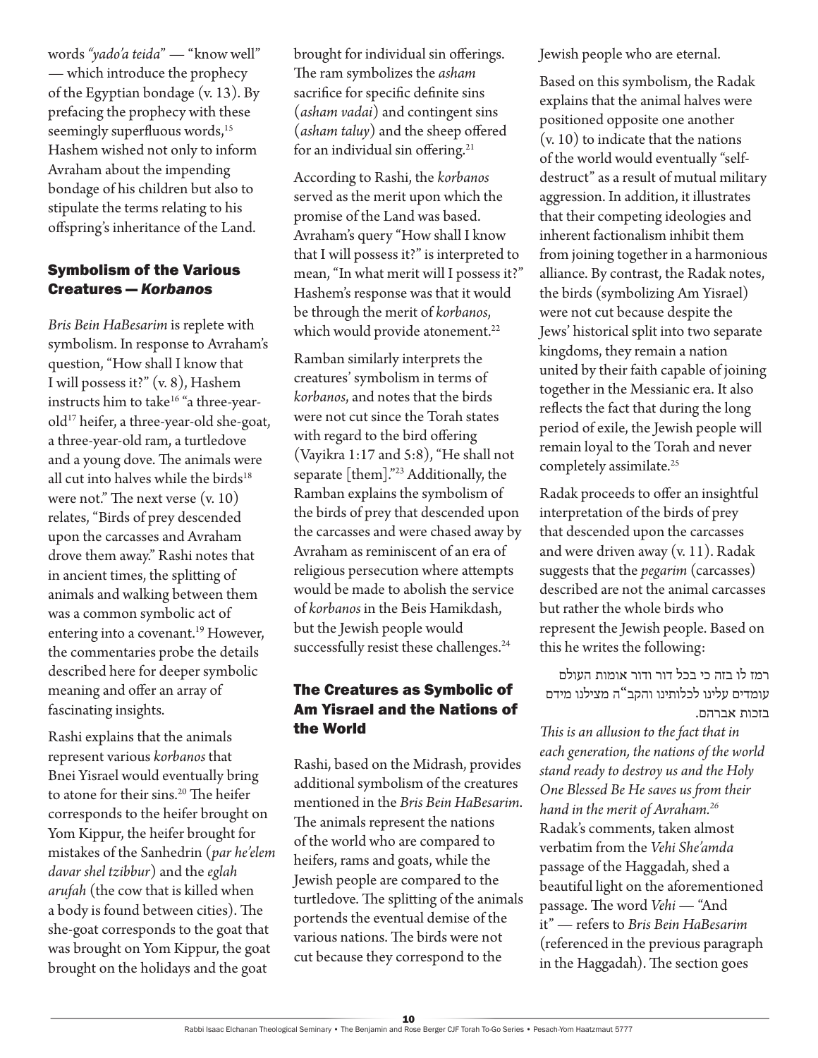words *"yado'a teida"* — "know well" — which introduce the prophecy of the Egyptian bondage (v. 13). By prefacing the prophecy with these seemingly superfluous words,[15] Hashem wished not only to inform Avraham about the impending bondage of his children but also to stipulate the terms relating to his offspring's inheritance of the Land.

### Symbolism of the Various Creatures — *Korbanos*

*Bris Bein HaBesarim* is replete with symbolism. In response to Avraham's question, "How shall I know that I will possess it?" (v. 8), Hashem instructs him to take[16] "a three-year-old[17] heifer, a three-year-old she-goat, a three-year-old ram, a turtledove and a young dove. The animals were all cut into halves while the birds[18] were not." The next verse (v. 10) relates, "Birds of prey descended upon the carcasses and Avraham drove them away." Rashi notes that in ancient times, the splitting of animals and walking between them was a common symbolic act of entering into a covenant.[19] However, the commentaries probe the details described here for deeper symbolic meaning and offer an array of fascinating insights.

Rashi explains that the animals represent various *korbanos* that Bnei Yisrael would eventually bring to atone for their sins.[20] The heifer corresponds to the heifer brought on Yom Kippur, the heifer brought for mistakes of the Sanhedrin (*par he'elem davar shel tzibbur*) and the *eglah arufah* (the cow that is killed when a body is found between cities). The she-goat corresponds to the goat that was brought on Yom Kippur, the goat brought on the holidays and the goat brought for individual sin offerings. The ram symbolizes the *asham* sacrifice for specific definite sins (*asham vadai*) and contingent sins (*asham taluy*) and the sheep offered for an individual sin offering.[21]

According to Rashi, the *korbanos* served as the merit upon which the promise of the Land was based. Avraham's query "How shall I know that I will possess it?" is interpreted to mean, "In what merit will I possess it?" Hashem's response was that it would be through the merit of *korbanos*, which would provide atonement.[22]

Ramban similarly interprets the creatures' symbolism in terms of *korbanos*, and notes that the birds were not cut since the Torah states with regard to the bird offering (Vayikra 1:17 and 5:8), "He shall not separate [them]."[23] Additionally, the Ramban explains the symbolism of the birds of prey that descended upon the carcasses and were chased away by Avraham as reminiscent of an era of religious persecution where attempts would be made to abolish the service of *korbanos* in the Beis Hamikdash, but the Jewish people would successfully resist these challenges.[24]

### The Creatures as Symbolic of Am Yisrael and the Nations of the World

Rashi, based on the Midrash, provides additional symbolism of the creatures mentioned in the *Bris Bein HaBesarim*. The animals represent the nations of the world who are compared to heifers, rams and goats, while the Jewish people are compared to the turtledove. The splitting of the animals portends the eventual demise of the various nations. The birds were not cut because they correspond to the Jewish people who are eternal.

Based on this symbolism, the Radak explains that the animal halves were positioned opposite one another (v. 10) to indicate that the nations of the world would eventually "self-destruct" as a result of mutual military aggression. In addition, it illustrates that their competing ideologies and inherent factionalism inhibit them from joining together in a harmonious alliance. By contrast, the Radak notes, the birds (symbolizing Am Yisrael) were not cut because despite the Jews' historical split into two separate kingdoms, they remain a nation united by their faith capable of joining together in the Messianic era. It also reflects the fact that during the long period of exile, the Jewish people will remain loyal to the Torah and never completely assimilate.[25]

Radak proceeds to offer an insightful interpretation of the birds of prey that descended upon the carcasses and were driven away (v. 11). Radak suggests that the *pegarim* (carcasses) described are not the animal carcasses but rather the whole birds who represent the Jewish people. Based on this he writes the following:

> רמז לו בזה כי בכל דור ודור אומות העולם עומדים עלינו לכלותינו והקב"ה מצילנו מידם בזכות אברהם.
>
> *This is an allusion to the fact that in each generation, the nations of the world stand ready to destroy us and the Holy One Blessed Be He saves us from their hand in the merit of Avraham.*[26]

Radak's comments, taken almost verbatim from the *Vehi She'amda* passage of the Haggadah, shed a beautiful light on the aforementioned passage. The word *Vehi* — "And it" — refers to *Bris Bein HaBesarim* (referenced in the previous paragraph in the Haggadah). The section goes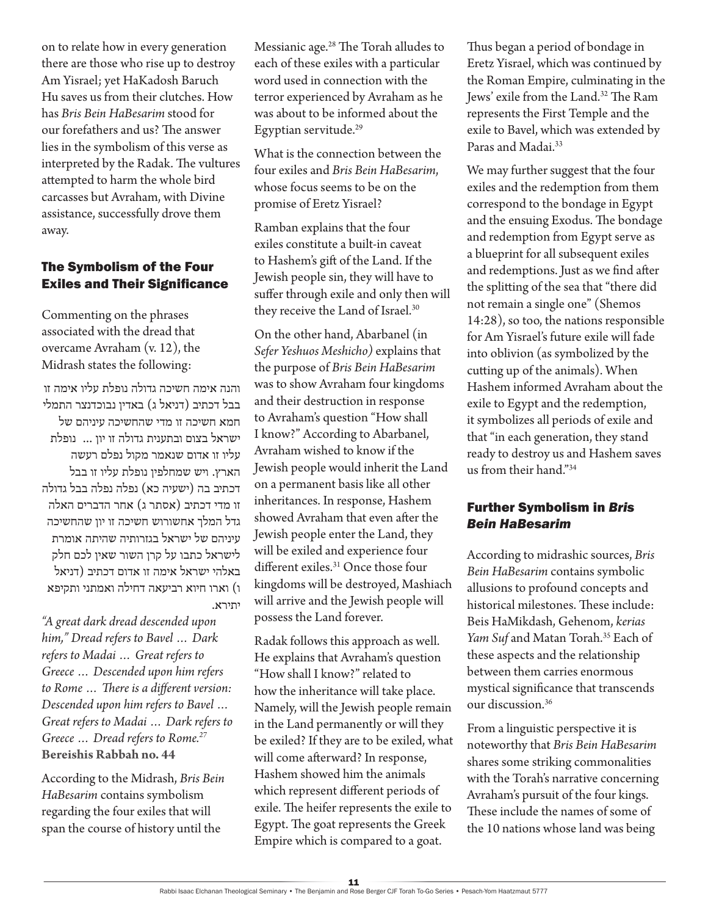on to relate how in every generation there are those who rise up to destroy Am Yisrael; yet HaKadosh Baruch Hu saves us from their clutches. How has *Bris Bein HaBesarim* stood for our forefathers and us? The answer lies in the symbolism of this verse as interpreted by the Radak. The vultures attempted to harm the whole bird carcasses but Avraham, with Divine assistance, successfully drove them away.

## The Symbolism of the Four Exiles and Their Significance

Commenting on the phrases associated with the dread that overcame Avraham (v. 12), the Midrash states the following:

והנה אימה חשיכה גדולה נופלת עליו אימה זו בבל דכתיב (דניאל ג) באדין נבוכדנצר התמלי חמא חשיכה זו מדי שהחשיכה עיניהם של ישראל בצום ובתענית גדולה זו יון ... נופלת עליו זו אדום שנאמר מקול נפלם רעשה הארץ. ויש שמחלפין נופלת עליו זו בבל דכתיב בה (ישעיה כא) נפלה נפלה בבל גדולה זו מדי דכתיב (אסתר ג) אחר הדברים האלה גדל המלך אחשורוש חשיכה זו יון שהחשיכה עיניהם של ישראל בגזרותיה שהיתה אומרת לישראל כתבו על קרן השור שאין לכם חלק באלהי ישראל אימה זו אדום דכתיב (דניאל ו) וארו חיוא רביעאה דחילה ואמתני ותקיפא יתירא.

*"A great dark dread descended upon him," Dread refers to Bavel … Dark refers to Madai … Great refers to Greece … Descended upon him refers to Rome … There is a different version: Descended upon him refers to Bavel … Great refers to Madai … Dark refers to Greece … Dread refers to Rome.*[27]
**Bereishis Rabbah no. 44**

According to the Midrash, *Bris Bein HaBesarim* contains symbolism regarding the four exiles that will span the course of history until the Messianic age.[28] The Torah alludes to each of these exiles with a particular word used in connection with the terror experienced by Avraham as he was about to be informed about the Egyptian servitude.[29]

What is the connection between the four exiles and *Bris Bein HaBesarim*, whose focus seems to be on the promise of Eretz Yisrael?

Ramban explains that the four exiles constitute a built-in caveat to Hashem's gift of the Land. If the Jewish people sin, they will have to suffer through exile and only then will they receive the Land of Israel.[30]

On the other hand, Abarbanel (in *Sefer Yeshuos Meshicho)* explains that the purpose of *Bris Bein HaBesarim* was to show Avraham four kingdoms and their destruction in response to Avraham's question "How shall I know?" According to Abarbanel, Avraham wished to know if the Jewish people would inherit the Land on a permanent basis like all other inheritances. In response, Hashem showed Avraham that even after the Jewish people enter the Land, they will be exiled and experience four different exiles.[31] Once those four kingdoms will be destroyed, Mashiach will arrive and the Jewish people will possess the Land forever.

Radak follows this approach as well. He explains that Avraham's question "How shall I know?" related to how the inheritance will take place. Namely, will the Jewish people remain in the Land permanently or will they be exiled? If they are to be exiled, what will come afterward? In response, Hashem showed him the animals which represent different periods of exile. The heifer represents the exile to Egypt. The goat represents the Greek Empire which is compared to a goat. Thus began a period of bondage in Eretz Yisrael, which was continued by the Roman Empire, culminating in the Jews' exile from the Land.[32] The Ram represents the First Temple and the exile to Bavel, which was extended by Paras and Madai.[33]

We may further suggest that the four exiles and the redemption from them correspond to the bondage in Egypt and the ensuing Exodus. The bondage and redemption from Egypt serve as a blueprint for all subsequent exiles and redemptions. Just as we find after the splitting of the sea that "there did not remain a single one" (Shemos 14:28), so too, the nations responsible for Am Yisrael's future exile will fade into oblivion (as symbolized by the cutting up of the animals). When Hashem informed Avraham about the exile to Egypt and the redemption, it symbolizes all periods of exile and that "in each generation, they stand ready to destroy us and Hashem saves us from their hand."[34]

## Further Symbolism in *Bris Bein HaBesarim*

According to midrashic sources, *Bris Bein HaBesarim* contains symbolic allusions to profound concepts and historical milestones. These include: Beis HaMikdash, Gehenom, *kerias Yam Suf* and Matan Torah.[35] Each of these aspects and the relationship between them carries enormous mystical significance that transcends our discussion.[36]

From a linguistic perspective it is noteworthy that *Bris Bein HaBesarim* shares some striking commonalities with the Torah's narrative concerning Avraham's pursuit of the four kings. These include the names of some of the 10 nations whose land was being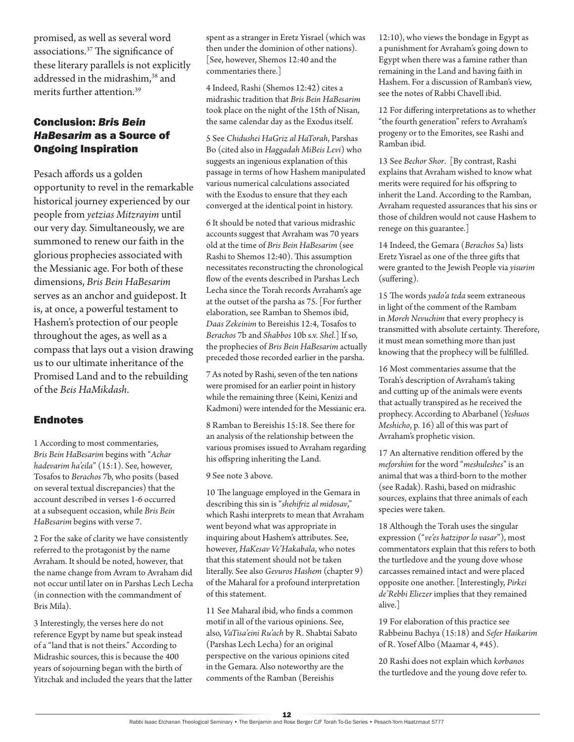promised, as well as several word associations.[37] The significance of these literary parallels is not explicitly addressed in the midrashim,[38] and merits further attention.[39]

## Conclusion: *Bris Bein HaBesarim* as a Source of Ongoing Inspiration

Pesach affords us a golden opportunity to revel in the remarkable historical journey experienced by our people from *yetzias Mitzrayim* until our very day. Simultaneously, we are summoned to renew our faith in the glorious prophecies associated with the Messianic age. For both of these dimensions, *Bris Bein HaBesarim* serves as an anchor and guidepost. It is, at once, a powerful testament to Hashem's protection of our people throughout the ages, as well as a compass that lays out a vision drawing us to our ultimate inheritance of the Promised Land and to the rebuilding of the *Beis HaMikdash*.

## Endnotes

1 According to most commentaries, *Bris Bein HaBesarim* begins with "*Achar hadevarim ha'eila*" (15:1). See, however, Tosafos to *Berachos* 7b, who posits (based on several textual discrepancies) that the account described in verses 1-6 occurred at a subsequent occasion, while *Bris Bein HaBesarim* begins with verse 7.

2 For the sake of clarity we have consistently referred to the protagonist by the name Avraham. It should be noted, however, that the name change from Avram to Avraham did not occur until later on in Parshas Lech Lecha (in connection with the commandment of Bris Mila).

3 Interestingly, the verses here do not reference Egypt by name but speak instead of a "land that is not theirs." According to Midrashic sources, this is because the 400 years of sojourning began with the birth of Yitzchak and included the years that the latter spent as a stranger in Eretz Yisrael (which was then under the dominion of other nations). [See, however, Shemos 12:40 and the commentaries there.]

4 Indeed, Rashi (Shemos 12:42) cites a midrashic tradition that *Bris Bein HaBesarim* took place on the night of the 15th of Nisan, the same calendar day as the Exodus itself.

5 See *Chidushei HaGriz al HaTorah*, Parshas Bo (cited also in *Haggadah MiBeis Levi*) who suggests an ingenious explanation of this passage in terms of how Hashem manipulated various numerical calculations associated with the Exodus to ensure that they each converged at the identical point in history.

6 It should be noted that various midrashic accounts suggest that Avraham was 70 years old at the time of *Bris Bein HaBesarim* (see Rashi to Shemos 12:40). This assumption necessitates reconstructing the chronological flow of the events described in Parshas Lech Lecha since the Torah records Avraham's age at the outset of the parsha as 75. [For further elaboration, see Ramban to Shemos ibid, *Daas Zekeinim* to Bereishis 12:4, Tosafos to *Berachos* 7b and *Shabbos* 10b s.v. *Shel*.] If so, the prophecies of *Bris Bein HaBesarim* actually preceded those recorded earlier in the parsha.

7 As noted by Rashi, seven of the ten nations were promised for an earlier point in history while the remaining three (Keini, Kenizi and Kadmoni) were intended for the Messianic era.

8 Ramban to Bereishis 15:18. See there for an analysis of the relationship between the various promises issued to Avraham regarding his offspring inheriting the Land.

9 See note 3 above.

10 The language employed in the Gemara in describing this sin is "*shehifriz al midosav*," which Rashi interprets to mean that Avraham went beyond what was appropriate in inquiring about Hashem's attributes. See, however, *HaKesav Ve'Hakabala*, who notes that this statement should not be taken literally. See also *Gevuros Hashem* (chapter 9) of the Maharal for a profound interpretation of this statement.

11 See Maharal ibid, who finds a common motif in all of the various opinions. See, also, *VaTisa'eini Ru'ach* by R. Shabtai Sabato (Parshas Lech Lecha) for an original perspective on the various opinions cited in the Gemara. Also noteworthy are the comments of the Ramban (Bereishis 12:10), who views the bondage in Egypt as a punishment for Avraham's going down to Egypt when there was a famine rather than remaining in the Land and having faith in Hashem. For a discussion of Ramban's view, see the notes of Rabbi Chavell ibid.

12 For differing interpretations as to whether "the fourth generation" refers to Avraham's progeny or to the Emorites, see Rashi and Ramban ibid.

13 See *Bechor Shor*. [By contrast, Rashi explains that Avraham wished to know what merits were required for his offspring to inherit the Land. According to the Ramban, Avraham requested assurances that his sins or those of children would not cause Hashem to renege on this guarantee.]

14 Indeed, the Gemara (*Berachos* 5a) lists Eretz Yisrael as one of the three gifts that were granted to the Jewish People via *yisurim* (suffering).

15 The words *yado'a teda* seem extraneous in light of the comment of the Rambam in *Moreh Nevuchim* that every prophecy is transmitted with absolute certainty. Therefore, it must mean something more than just knowing that the prophecy will be fulfilled.

16 Most commentaries assume that the Torah's description of Avraham's taking and cutting up of the animals were events that actually transpired as he received the prophecy. According to Abarbanel (*Yeshuos Meshicho*, p. 16) all of this was part of Avraham's prophetic vision.

17 An alternative rendition offered by the *meforshim* for the word "*meshuleshes*" is an animal that was a third-born to the mother (see Radak). Rashi, based on midrashic sources, explains that three animals of each species were taken.

18 Although the Torah uses the singular expression ("*ve'es hatzipor lo vasar*"), most commentators explain that this refers to both the turtledove and the young dove whose carcasses remained intact and were placed opposite one another. [Interestingly, *Pirkei de'Rebbi Eliezer* implies that they remained alive.]

19 For elaboration of this practice see Rabbeinu Bachya (15:18) and *Sefer Haikarim* of R. Yosef Albo (Maamar 4, #45).

20 Rashi does not explain which *korbanos* the turtledove and the young dove refer to.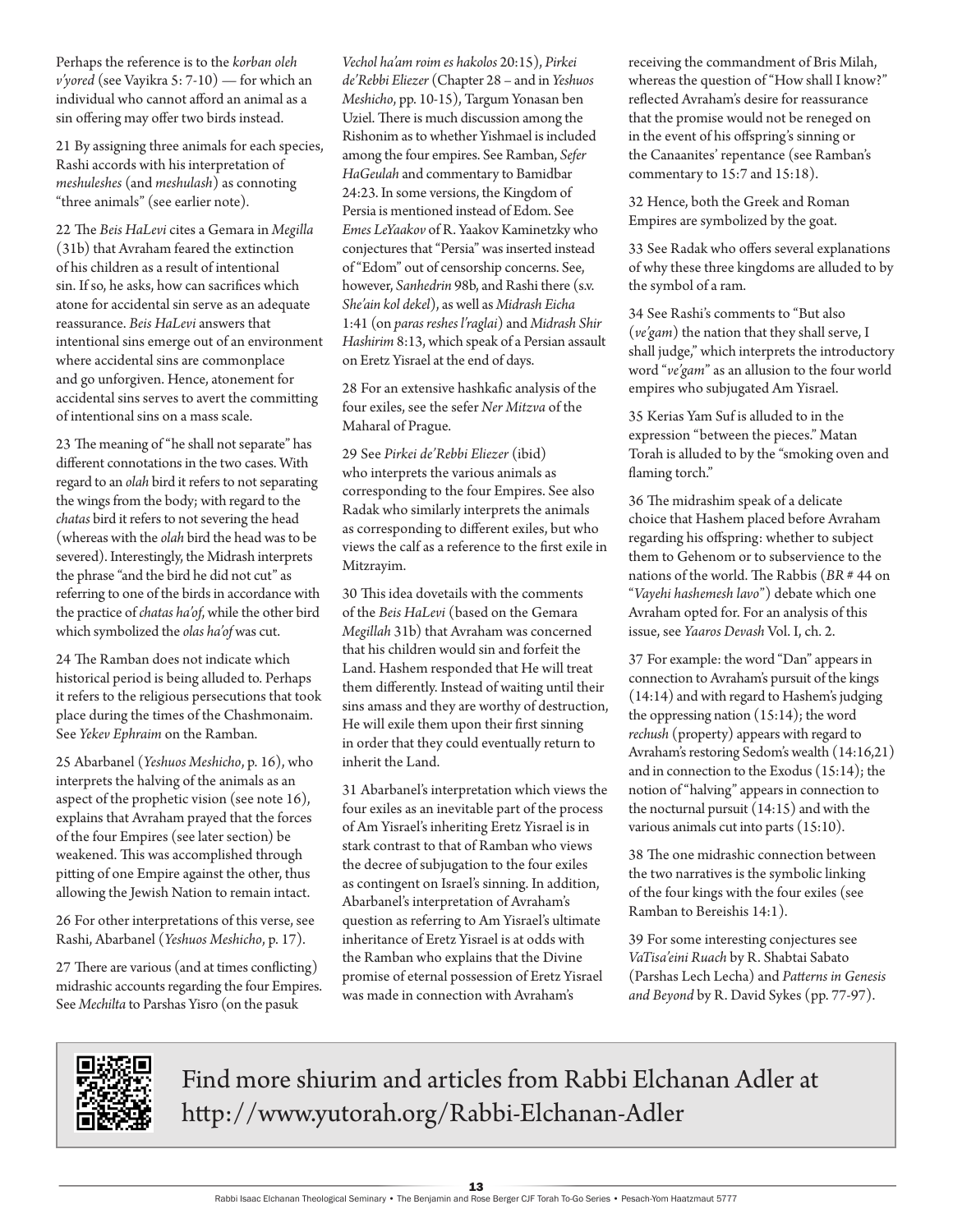Perhaps the reference is to the *korban oleh v'yored* (see Vayikra 5: 7-10) — for which an individual who cannot afford an animal as a sin offering may offer two birds instead.

21 By assigning three animals for each species, Rashi accords with his interpretation of *meshuleshes* (and *meshulash*) as connoting "three animals" (see earlier note).

22 The *Beis HaLevi* cites a Gemara in *Megilla* (31b) that Avraham feared the extinction of his children as a result of intentional sin. If so, he asks, how can sacrifices which atone for accidental sin serve as an adequate reassurance. *Beis HaLevi* answers that intentional sins emerge out of an environment where accidental sins are commonplace and go unforgiven. Hence, atonement for accidental sins serves to avert the committing of intentional sins on a mass scale.

23 The meaning of "he shall not separate" has different connotations in the two cases. With regard to an *olah* bird it refers to not separating the wings from the body; with regard to the *chatas* bird it refers to not severing the head (whereas with the *olah* bird the head was to be severed). Interestingly, the Midrash interprets the phrase "and the bird he did not cut" as referring to one of the birds in accordance with the practice of *chatas ha'of*, while the other bird which symbolized the *olas ha'of* was cut.

24 The Ramban does not indicate which historical period is being alluded to. Perhaps it refers to the religious persecutions that took place during the times of the Chashmonaim. See *Yekev Ephraim* on the Ramban.

25 Abarbanel (*Yeshuos Meshicho*, p. 16), who interprets the halving of the animals as an aspect of the prophetic vision (see note 16), explains that Avraham prayed that the forces of the four Empires (see later section) be weakened. This was accomplished through pitting of one Empire against the other, thus allowing the Jewish Nation to remain intact.

26 For other interpretations of this verse, see Rashi, Abarbanel (*Yeshuos Meshicho*, p. 17).

27 There are various (and at times conflicting) midrashic accounts regarding the four Empires. See *Mechilta* to Parshas Yisro (on the pasuk *Vechol ha'am roim es hakolos* 20:15), *Pirkei de'Rebbi Eliezer* (Chapter 28 – and in *Yeshuos Meshicho*, pp. 10-15), Targum Yonasan ben Uziel. There is much discussion among the Rishonim as to whether Yishmael is included among the four empires. See Ramban, *Sefer HaGeulah* and commentary to Bamidbar 24:23. In some versions, the Kingdom of Persia is mentioned instead of Edom. See *Emes LeYaakov* of R. Yaakov Kaminetzky who conjectures that "Persia" was inserted instead of "Edom" out of censorship concerns. See, however, *Sanhedrin* 98b, and Rashi there (s.v. *She'ain kol dekel*), as well as *Midrash Eicha* 1:41 (on *paras reshes l'raglai*) and *Midrash Shir Hashirim* 8:13, which speak of a Persian assault on Eretz Yisrael at the end of days.

28 For an extensive hashkafic analysis of the four exiles, see the sefer *Ner Mitzva* of the Maharal of Prague.

29 See *Pirkei de'Rebbi Eliezer* (ibid) who interprets the various animals as corresponding to the four Empires. See also Radak who similarly interprets the animals as corresponding to different exiles, but who views the calf as a reference to the first exile in Mitzrayim.

30 This idea dovetails with the comments of the *Beis HaLevi* (based on the Gemara *Megillah* 31b) that Avraham was concerned that his children would sin and forfeit the Land. Hashem responded that He will treat them differently. Instead of waiting until their sins amass and they are worthy of destruction, He will exile them upon their first sinning in order that they could eventually return to inherit the Land.

31 Abarbanel's interpretation which views the four exiles as an inevitable part of the process of Am Yisrael's inheriting Eretz Yisrael is in stark contrast to that of Ramban who views the decree of subjugation to the four exiles as contingent on Israel's sinning. In addition, Abarbanel's interpretation of Avraham's question as referring to Am Yisrael's ultimate inheritance of Eretz Yisrael is at odds with the Ramban who explains that the Divine promise of eternal possession of Eretz Yisrael was made in connection with Avraham's receiving the commandment of Bris Milah, whereas the question of "How shall I know?" reflected Avraham's desire for reassurance that the promise would not be reneged on in the event of his offspring's sinning or the Canaanites' repentance (see Ramban's commentary to 15:7 and 15:18).

32 Hence, both the Greek and Roman Empires are symbolized by the goat.

33 See Radak who offers several explanations of why these three kingdoms are alluded to by the symbol of a ram.

34 See Rashi's comments to "But also (*ve'gam*) the nation that they shall serve, I shall judge," which interprets the introductory word "*ve'gam*" as an allusion to the four world empires who subjugated Am Yisrael.

35 Kerias Yam Suf is alluded to in the expression "between the pieces." Matan Torah is alluded to by the "smoking oven and flaming torch."

36 The midrashim speak of a delicate choice that Hashem placed before Avraham regarding his offspring: whether to subject them to Gehenom or to subservience to the nations of the world. The Rabbis (*BR* # 44 on "*Vayehi hashemesh lavo*") debate which one Avraham opted for. For an analysis of this issue, see *Yaaros Devash* Vol. I, ch. 2.

37 For example: the word "Dan" appears in connection to Avraham's pursuit of the kings (14:14) and with regard to Hashem's judging the oppressing nation (15:14); the word *rechush* (property) appears with regard to Avraham's restoring Sedom's wealth (14:16,21) and in connection to the Exodus (15:14); the notion of "halving" appears in connection to the nocturnal pursuit (14:15) and with the various animals cut into parts (15:10).

38 The one midrashic connection between the two narratives is the symbolic linking of the four kings with the four exiles (see Ramban to Bereishis 14:1).

39 For some interesting conjectures see *VaTisa'eini Ruach* by R. Shabtai Sabato (Parshas Lech Lecha) and *Patterns in Genesis and Beyond* by R. David Sykes (pp. 77-97).

Find more shiurim and articles from Rabbi Elchanan Adler at http://www.yutorah.org/Rabbi-Elchanan-Adler